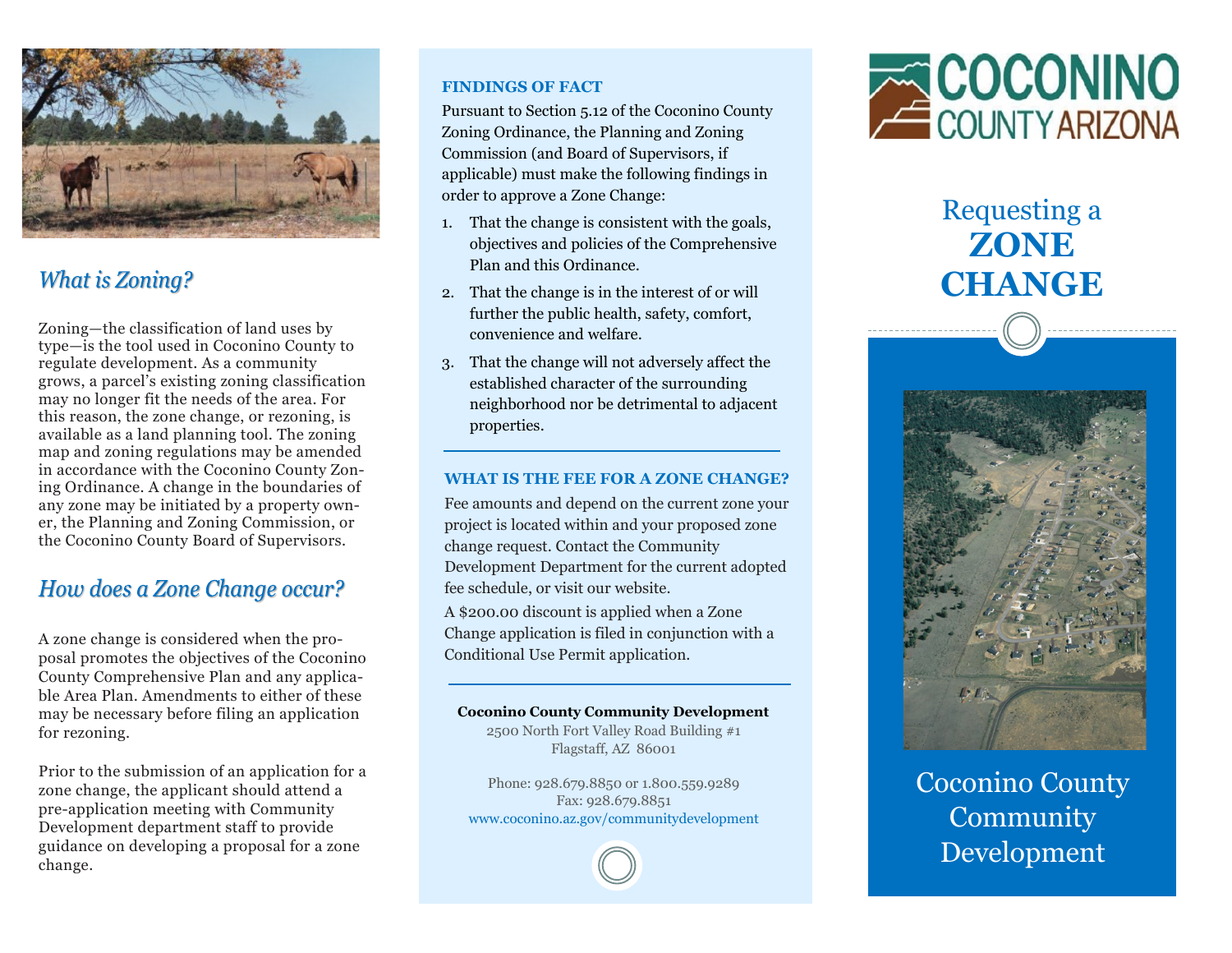## What is Zoning?

Zoning—the classification of land uses by type—is the tool used in Coconino County to regulate development. As a community grows, a parcel's existing zoning classification may no longer fit the needs of the area. For this reason, the zone change, or rezoning, is available as a land planning tool. The zoning map and zoning regulations may be amended in accordance with the Coconino County Zoning Ordinance. A change in the boundaries of any zone may be initiated by a property owner, the Planning and Zoning Commission, or the Coconino County Board of Supervisors.

## How does a Zone Change occur?

A zone change is considered when the proposal promotes the objectives of the Coconino County Comprehensive Plan and any applicable Area Plan. Amendments to either of these may be necessary before filing an application for rezoning.

Prior to the submission of an application for a zone change, the applicant should attend a pre-application meeting with Community Development department staff to provide guidance on developing a proposal for a zone change.

### FINDINGS OF FACT

Pursuant to Section 5.12 of the Coconino County Zoning Ordinance, the Planning and Zoning Commission (and Board of Supervisors, if applicable) must make the following findings in order to approve a Zone Change:

1. That the change is consistent with the goals, objectives and policies of the Comprehensive Plan and this Ordinance.
2. That the change is in the interest of or will further the public health, safety, comfort, convenience and welfare.
3. That the change will not adversely affect the established character of the surrounding neighborhood nor be detrimental to adjacent properties.

### WHAT IS THE FEE FOR A ZONE CHANGE?

Fee amounts and depend on the current zone your project is located within and your proposed zone change request. Contact the Community Development Department for the current adopted fee schedule, or visit our website.

A $200.00 discount is applied when a Zone Change application is filed in conjunction with a Conditional Use Permit application.

**Coconino County Community Development**
2500 North Fort Valley Road Building #1
Flagstaff, AZ 86001

Phone: 928.679.8850 or 1.800.559.9289
Fax: 928.679.8851
www.coconino.az.gov/communitydevelopment

COCONINO COUNTY ARIZONA

# Requesting a **ZONE CHANGE**

Coconino County Community Development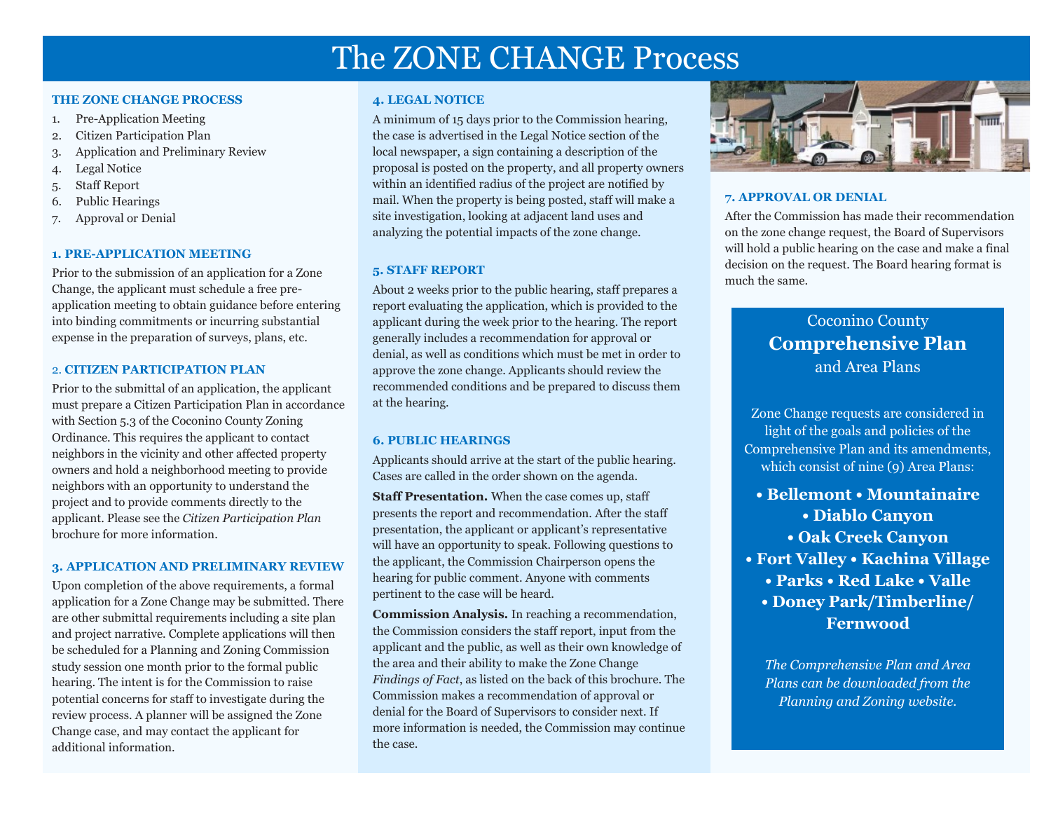# The ZONE CHANGE Process

### THE ZONE CHANGE PROCESS

1. Pre-Application Meeting
2. Citizen Participation Plan
3. Application and Preliminary Review
4. Legal Notice
5. Staff Report
6. Public Hearings
7. Approval or Denial

### 1. PRE-APPLICATION MEETING

Prior to the submission of an application for a Zone Change, the applicant must schedule a free pre-application meeting to obtain guidance before entering into binding commitments or incurring substantial expense in the preparation of surveys, plans, etc.

### 2. CITIZEN PARTICIPATION PLAN

Prior to the submittal of an application, the applicant must prepare a Citizen Participation Plan in accordance with Section 5.3 of the Coconino County Zoning Ordinance. This requires the applicant to contact neighbors in the vicinity and other affected property owners and hold a neighborhood meeting to provide neighbors with an opportunity to understand the project and to provide comments directly to the applicant. Please see the *Citizen Participation Plan* brochure for more information.

### 3. APPLICATION AND PRELIMINARY REVIEW

Upon completion of the above requirements, a formal application for a Zone Change may be submitted. There are other submittal requirements including a site plan and project narrative. Complete applications will then be scheduled for a Planning and Zoning Commission study session one month prior to the formal public hearing. The intent is for the Commission to raise potential concerns for staff to investigate during the review process. A planner will be assigned the Zone Change case, and may contact the applicant for additional information.

### 4. LEGAL NOTICE

A minimum of 15 days prior to the Commission hearing, the case is advertised in the Legal Notice section of the local newspaper, a sign containing a description of the proposal is posted on the property, and all property owners within an identified radius of the project are notified by mail. When the property is being posted, staff will make a site investigation, looking at adjacent land uses and analyzing the potential impacts of the zone change.

### 5. STAFF REPORT

About 2 weeks prior to the public hearing, staff prepares a report evaluating the application, which is provided to the applicant during the week prior to the hearing. The report generally includes a recommendation for approval or denial, as well as conditions which must be met in order to approve the zone change. Applicants should review the recommended conditions and be prepared to discuss them at the hearing.

### 6. PUBLIC HEARINGS

Applicants should arrive at the start of the public hearing. Cases are called in the order shown on the agenda.

**Staff Presentation.** When the case comes up, staff presents the report and recommendation. After the staff presentation, the applicant or applicant's representative will have an opportunity to speak. Following questions to the applicant, the Commission Chairperson opens the hearing for public comment. Anyone with comments pertinent to the case will be heard.

**Commission Analysis.** In reaching a recommendation, the Commission considers the staff report, input from the applicant and the public, as well as their own knowledge of the area and their ability to make the Zone Change *Findings of Fact*, as listed on the back of this brochure. The Commission makes a recommendation of approval or denial for the Board of Supervisors to consider next. If more information is needed, the Commission may continue the case.

### 7. APPROVAL OR DENIAL

After the Commission has made their recommendation on the zone change request, the Board of Supervisors will hold a public hearing on the case and make a final decision on the request. The Board hearing format is much the same.

## Coconino County **Comprehensive Plan** and Area Plans

Zone Change requests are considered in light of the goals and policies of the Comprehensive Plan and its amendments, which consist of nine (9) Area Plans:

- **Bellemont**
- **Mountainaire**
- **Diablo Canyon**
- **Oak Creek Canyon**
- **Fort Valley**
- **Kachina Village**
- **Parks**
- **Red Lake**
- **Valle**
- **Doney Park/Timberline/Fernwood**

*The Comprehensive Plan and Area Plans can be downloaded from the Planning and Zoning website.*